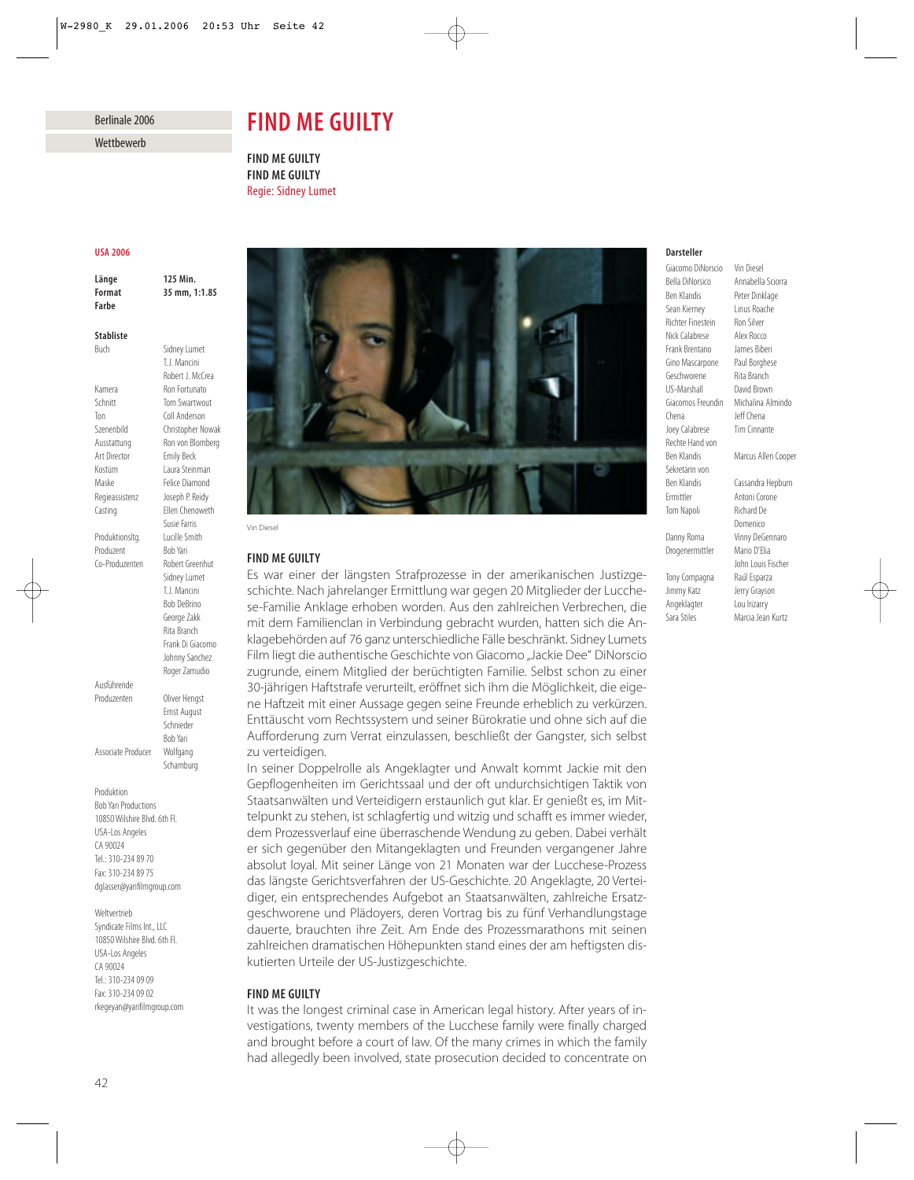Berlinale 2006

Wettbewerb

# FIND ME GUILTY

**FIND ME GUILTY**
**FIND ME GUILTY**
Regie: Sidney Lumet

**USA 2006**

| | |
|---|---|
| **Länge** | **125 Min.** |
| **Format** | **35 mm, 1:1.85** |
| **Farbe** | |

**Stabliste**

| | |
|---|---|
| Buch | Sidney Lumet, T.J. Mancini, Robert J. McCrea |
| Kamera | Ron Fortunato |
| Schnitt | Tom Swartwout |
| Ton | Coll Anderson |
| Szenenbild | Christopher Nowak |
| Ausstattung | Ron von Blomberg |
| Art Director | Emily Beck |
| Kostüm | Laura Steinman |
| Maske | Felice Diamond |
| Regieassistenz | Joseph P. Reidy |
| Casting | Ellen Chenoweth, Susie Farris |
| Produktionsltg. | Lucille Smith |
| Produzent | Bob Yari |
| Co-Produzenten | Robert Greenhut, Sidney Lumet, T.J. Mancini, Bob DeBrino, George Zakk, Rita Branch, Frank Di Giacomo, Johnny Sanchez, Roger Zamudio |
| Ausführende Produzenten | Oliver Hengst, Ernst August Schnieder, Bob Yari |
| Associate Producer | Wolfgang Schamburg |

Produktion
Bob Yari Productions
10850 Wilshire Blvd. 6th Fl.
USA-Los Angeles
CA 90024
Tel.: 310-234 89 70
Fax: 310-234 89 75
dglasser@yarifilmgroup.com

Weltvertrieb
Syndicate Films Int., LLC
10850 Wilshire Blvd. 6th Fl.
USA-Los Angeles
CA 90024
Tel.: 310-234 09 09
Fax: 310-234 09 02
rkegeyan@yarifilmgroup.com

Vin Diesel

**Darsteller**

| | |
|---|---|
| Giacomo DiNorscio | Vin Diesel |
| Bella DiNorscio | Annabella Sciorra |
| Ben Klandis | Peter Dinklage |
| Sean Kierney | Linus Roache |
| Richter Finestein | Ron Silver |
| Nick Calabrese | Alex Rocco |
| Frank Brentano | James Biberi |
| Gino Mascarpone | Paul Borghese |
| Geschworene | Rita Branch |
| US-Marshall | David Brown |
| Giacomos Freundin | Michalina Almindo |
| Chena | Jeff Chena |
| Joey Calabrese | Tim Cinnante |
| Rechte Hand von Ben Klandis | Marcus Allen Cooper |
| Sekretärin von Ben Klandis | Cassandra Hepburn |
| Ermittler | Antoni Corone |
| Tom Napoli | Richard De Domenico |
| Danny Roma | Vinny DeGennaro |
| Drogenermittler | Mario D'Elia, John Louis Fischer |
| Tony Compagna | Raúl Esparza |
| Jimmy Katz | Jerry Grayson |
| Angeklagter | Lou Irizarry |
| Sara Stiles | Marcia Jean Kurtz |

**FIND ME GUILTY**

Es war einer der längsten Strafprozesse in der amerikanischen Justizgeschichte. Nach jahrelanger Ermittlung war gegen 20 Mitglieder der Lucchese-Familie Anklage erhoben worden. Aus den zahlreichen Verbrechen, die mit dem Familienclan in Verbindung gebracht wurden, hatten sich die Anklagebehörden auf 76 ganz unterschiedliche Fälle beschränkt. Sidney Lumets Film liegt die authentische Geschichte von Giacomo „Jackie Dee" DiNorscio zugrunde, einem Mitglied der berüchtigten Familie. Selbst schon zu einer 30-jährigen Haftstrafe verurteilt, eröffnet sich ihm die Möglichkeit, die eigene Haftzeit mit einer Aussage gegen seine Freunde erheblich zu verkürzen. Enttäuscht vom Rechtssystem und seiner Bürokratie und ohne sich auf die Aufforderung zum Verrat einzulassen, beschließt der Gangster, sich selbst zu verteidigen.

In seiner Doppelrolle als Angeklagter und Anwalt kommt Jackie mit den Gepflogenheiten im Gerichtssaal und der oft undurchsichtigen Taktik von Staatsanwälten und Verteidigern erstaunlich gut klar. Er genießt es, im Mittelpunkt zu stehen, ist schlagfertig und witzig und schafft es immer wieder, dem Prozessverlauf eine überraschende Wendung zu geben. Dabei verhält er sich gegenüber den Mitangeklagten und Freunden vergangener Jahre absolut loyal. Mit seiner Länge von 21 Monaten war der Lucchese-Prozess das längste Gerichtsverfahren der US-Geschichte. 20 Angeklagte, 20 Verteidiger, ein entsprechendes Aufgebot an Staatsanwälten, zahlreiche Ersatzgeschworene und Plädoyers, deren Vortrag bis zu fünf Verhandlungstage dauerte, brauchten ihre Zeit. Am Ende des Prozessmarathons mit seinen zahlreichen dramatischen Höhepunkten stand eines der am heftigsten diskutierten Urteile der US-Justizgeschichte.

**FIND ME GUILTY**

It was the longest criminal case in American legal history. After years of investigations, twenty members of the Lucchese family were finally charged and brought before a court of law. Of the many crimes in which the family had allegedly been involved, state prosecution decided to concentrate on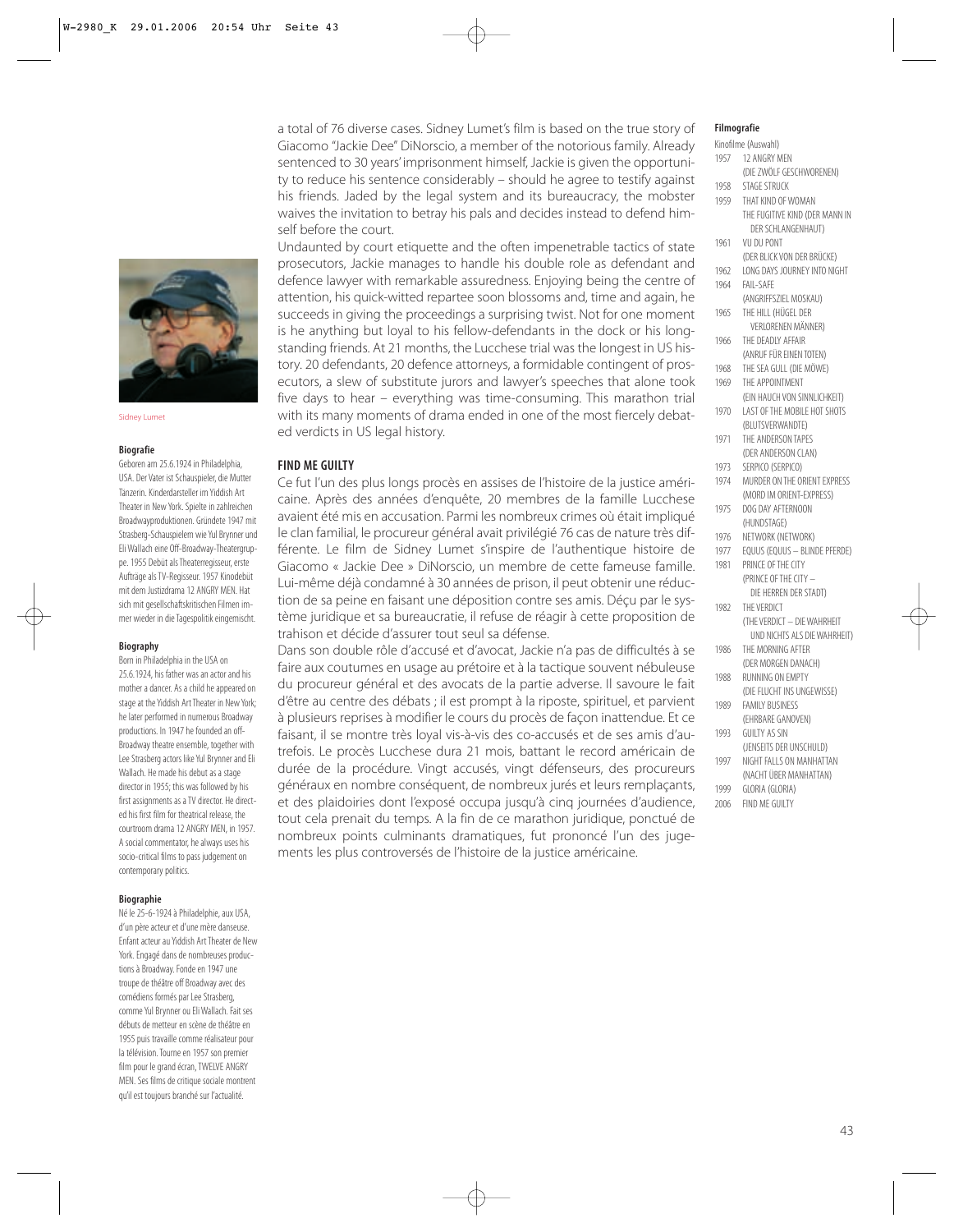a total of 76 diverse cases. Sidney Lumet's film is based on the true story of Giacomo "Jackie Dee" DiNorscio, a member of the notorious family. Already sentenced to 30 years' imprisonment himself, Jackie is given the opportunity to reduce his sentence considerably – should he agree to testify against his friends. Jaded by the legal system and its bureaucracy, the mobster waives the invitation to betray his pals and decides instead to defend himself before the court.

Undaunted by court etiquette and the often impenetrable tactics of state prosecutors, Jackie manages to handle his double role as defendant and defence lawyer with remarkable assuredness. Enjoying being the centre of attention, his quick-witted repartee soon blossoms and, time and again, he succeeds in giving the proceedings a surprising twist. Not for one moment is he anything but loyal to his fellow-defendants in the dock or his longstanding friends. At 21 months, the Lucchese trial was the longest in US history. 20 defendants, 20 defence attorneys, a formidable contingent of prosecutors, a slew of substitute jurors and lawyer's speeches that alone took five days to hear – everything was time-consuming. This marathon trial with its many moments of drama ended in one of the most fiercely debated verdicts in US legal history.

## FIND ME GUILTY

Ce fut l'un des plus longs procès en assises de l'histoire de la justice américaine. Après des années d'enquête, 20 membres de la famille Lucchese avaient été mis en accusation. Parmi les nombreux crimes où était impliqué le clan familial, le procureur général avait privilégié 76 cas de nature très différente. Le film de Sidney Lumet s'inspire de l'authentique histoire de Giacomo « Jackie Dee » DiNorscio, un membre de cette fameuse famille. Lui-même déjà condamné à 30 années de prison, il peut obtenir une réduction de sa peine en faisant une déposition contre ses amis. Déçu par le système juridique et sa bureaucratie, il refuse de réagir à cette proposition de trahison et décide d'assurer tout seul sa défense.

Dans son double rôle d'accusé et d'avocat, Jackie n'a pas de difficultés à se faire aux coutumes en usage au prétoire et à la tactique souvent nébuleuse du procureur général et des avocats de la partie adverse. Il savoure le fait d'être au centre des débats ; il est prompt à la riposte, spirituel, et parvient à plusieurs reprises à modifier le cours du procès de façon inattendue. Et ce faisant, il se montre très loyal vis-à-vis des co-accusés et de ses amis d'autrefois. Le procès Lucchese dura 21 mois, battant le record américain de durée de la procédure. Vingt accusés, vingt défenseurs, des procureurs généraux en nombre conséquent, de nombreux jurés et leurs remplaçants, et des plaidoiries dont l'exposé occupa jusqu'à cinq journées d'audience, tout cela prenait du temps. A la fin de ce marathon juridique, ponctué de nombreux points culminants dramatiques, fut prononcé l'un des jugements les plus controversés de l'histoire de la justice américaine.

Sidney Lumet

**Biografie**

Geboren am 25.6.1924 in Philadelphia, USA. Der Vater ist Schauspieler, die Mutter Tänzerin. Kinderdarsteller im Yiddish Art Theater in New York. Spielte in zahlreichen Broadwayproduktionen. Gründete 1947 mit Strasberg-Schauspielern wie Yul Brynner und Eli Wallach eine Off-Broadway-Theatergruppe. 1955 Debüt als Theaterregisseur, erste Aufträge als TV-Regisseur. 1957 Kinodebüt mit dem Justizdrama 12 ANGRY MEN. Hat sich mit gesellschaftskritischen Filmen immer wieder in die Tagespolitik eingemischt.

**Biography**

Born in Philadelphia in the USA on 25.6.1924, his father was an actor and his mother a dancer. As a child he appeared on stage at the Yiddish Art Theater in New York; he later performed in numerous Broadway productions. In 1947 he founded an off-Broadway theatre ensemble, together with Lee Strasberg actors like Yul Brynner and Eli Wallach. He made his debut as a stage director in 1955; this was followed by his first assignments as a TV director. He directed his first film for theatrical release, the courtroom drama 12 ANGRY MEN, in 1957. A social commentator, he always uses his socio-critical films to pass judgement on contemporary politics.

**Biographie**

Né le 25-6-1924 à Philadelphie, aux USA, d'un père acteur et d'une mère danseuse. Enfant acteur au Yiddish Art Theater de New York. Engagé dans de nombreuses productions à Broadway. Fonde en 1947 une troupe de théâtre off Broadway avec des comédiens formés par Lee Strasberg, comme Yul Brynner ou Eli Wallach. Fait ses débuts de metteur en scène de théâtre en 1955 puis travaille comme réalisateur pour la télévision. Tourne en 1957 son premier film pour le grand écran, TWELVE ANGRY MEN. Ses films de critique sociale montrent qu'il est toujours branché sur l'actualité.

**Filmografie**

Kinofilme (Auswahl)

1957 12 ANGRY MEN (DIE ZWÖLF GESCHWORENEN)
1958 STAGE STRUCK
1959 THAT KIND OF WOMAN
THE FUGITIVE KIND (DER MANN IN DER SCHLANGENHAUT)
1961 VU DU PONT (DER BLICK VON DER BRÜCKE)
1962 LONG DAYS JOURNEY INTO NIGHT
1964 FAIL-SAFE (ANGRIFFSZIEL MOSKAU)
1965 THE HILL (HÜGEL DER VERLORENEN MÄNNER)
1966 THE DEADLY AFFAIR (ANRUF FÜR EINEN TOTEN)
1968 THE SEA GULL (DIE MÖWE)
1969 THE APPOINTMENT (EIN HAUCH VON SINNLICHKEIT)
1970 LAST OF THE MOBILE HOT SHOTS (BLUTSVERWANDTE)
1971 THE ANDERSON TAPES (DER ANDERSON CLAN)
1973 SERPICO (SERPICO)
1974 MURDER ON THE ORIENT EXPRESS (MORD IM ORIENT-EXPRESS)
1975 DOG DAY AFTERNOON (HUNDSTAGE)
1976 NETWORK (NETWORK)
1977 EQUUS (EQUUS – BLINDE PFERDE)
1981 PRINCE OF THE CITY (PRINCE OF THE CITY – DIE HERREN DER STADT)
1982 THE VERDICT (THE VERDICT – DIE WAHRHEIT UND NICHTS ALS DIE WAHRHEIT)
1986 THE MORNING AFTER (DER MORGEN DANACH)
1988 RUNNING ON EMPTY (DIE FLUCHT INS UNGEWISSE)
1989 FAMILY BUSINESS (EHRBARE GANOVEN)
1993 GUILTY AS SIN (JENSEITS DER UNSCHULD)
1997 NIGHT FALLS ON MANHATTAN (NACHT ÜBER MANHATTAN)
1999 GLORIA (GLORIA)
2006 FIND ME GUILTY